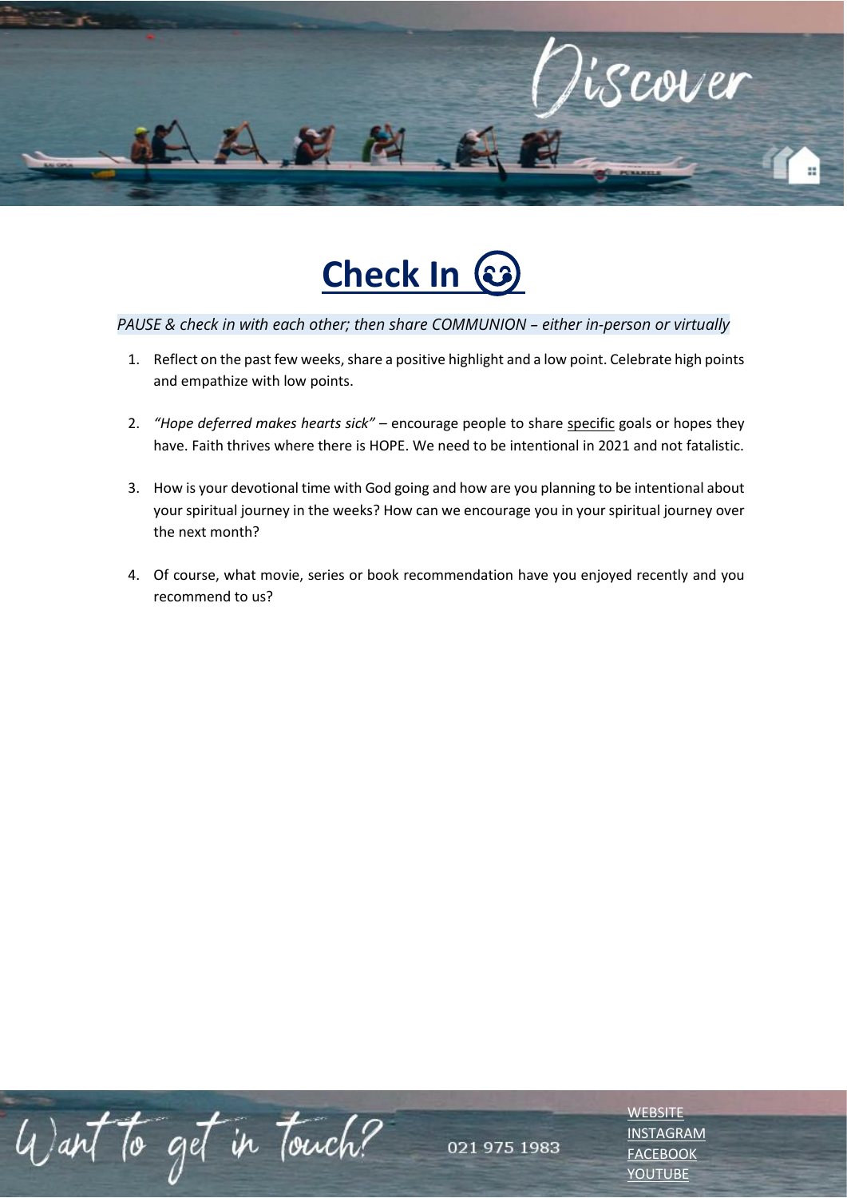# Discover

## Check In 😊

*PAUSE & check in with each other; then share COMMUNION – either in-person or virtually*

1. Reflect on the past few weeks, share a positive highlight and a low point. Celebrate high points and empathize with low points.

2. *"Hope deferred makes hearts sick"* – encourage people to share specific goals or hopes they have. Faith thrives where there is HOPE. We need to be intentional in 2021 and not fatalistic.

3. How is your devotional time with God going and how are you planning to be intentional about your spiritual journey in the weeks? How can we encourage you in your spiritual journey over the next month?

4. Of course, what movie, series or book recommendation have you enjoyed recently and you recommend to us?

Want to get in touch?

021 975 1983

WEBSITE
INSTAGRAM
FACEBOOK
YOUTUBE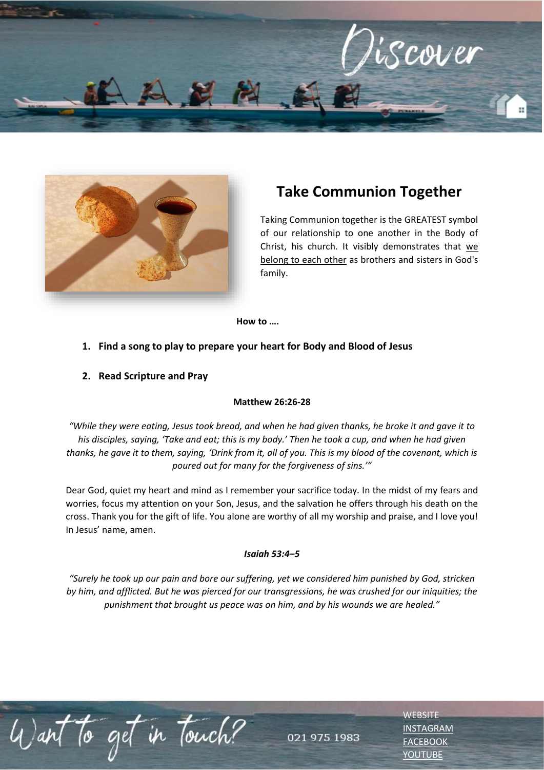# Take Communion Together

Taking Communion together is the GREATEST symbol of our relationship to one another in the Body of Christ, his church. It visibly demonstrates that we belong to each other as brothers and sisters in God's family.

**How to ….**

1. **Find a song to play to prepare your heart for Body and Blood of Jesus**

2. **Read Scripture and Pray**

**Matthew 26:26-28**

*"While they were eating, Jesus took bread, and when he had given thanks, he broke it and gave it to his disciples, saying, 'Take and eat; this is my body.' Then he took a cup, and when he had given thanks, he gave it to them, saying, 'Drink from it, all of you. This is my blood of the covenant, which is poured out for many for the forgiveness of sins.'"*

Dear God, quiet my heart and mind as I remember your sacrifice today. In the midst of my fears and worries, focus my attention on your Son, Jesus, and the salvation he offers through his death on the cross. Thank you for the gift of life. You alone are worthy of all my worship and praise, and I love you! In Jesus' name, amen.

***Isaiah 53:4–5***

*"Surely he took up our pain and bore our suffering, yet we considered him punished by God, stricken by him, and afflicted. But he was pierced for our transgressions, he was crushed for our iniquities; the punishment that brought us peace was on him, and by his wounds we are healed."*

Want to get in touch?

021 975 1983

WEBSITE
INSTAGRAM
FACEBOOK
YOUTUBE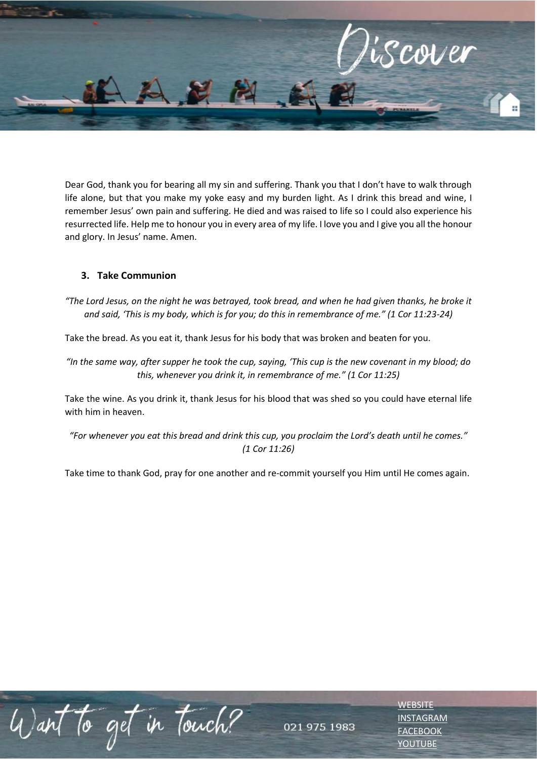Dear God, thank you for bearing all my sin and suffering. Thank you that I don't have to walk through life alone, but that you make my yoke easy and my burden light. As I drink this bread and wine, I remember Jesus' own pain and suffering. He died and was raised to life so I could also experience his resurrected life. Help me to honour you in every area of my life. I love you and I give you all the honour and glory. In Jesus' name. Amen.

### 3. Take Communion

*"The Lord Jesus, on the night he was betrayed, took bread, and when he had given thanks, he broke it and said, 'This is my body, which is for you; do this in remembrance of me." (1 Cor 11:23-24)*

Take the bread. As you eat it, thank Jesus for his body that was broken and beaten for you.

*"In the same way, after supper he took the cup, saying, 'This cup is the new covenant in my blood; do this, whenever you drink it, in remembrance of me." (1 Cor 11:25)*

Take the wine. As you drink it, thank Jesus for his blood that was shed so you could have eternal life with him in heaven.

*"For whenever you eat this bread and drink this cup, you proclaim the Lord's death until he comes." (1 Cor 11:26)*

Take time to thank God, pray for one another and re-commit yourself you Him until He comes again.

Want to get in touch?

021 975 1983

WEBSITE
INSTAGRAM
FACEBOOK
YOUTUBE